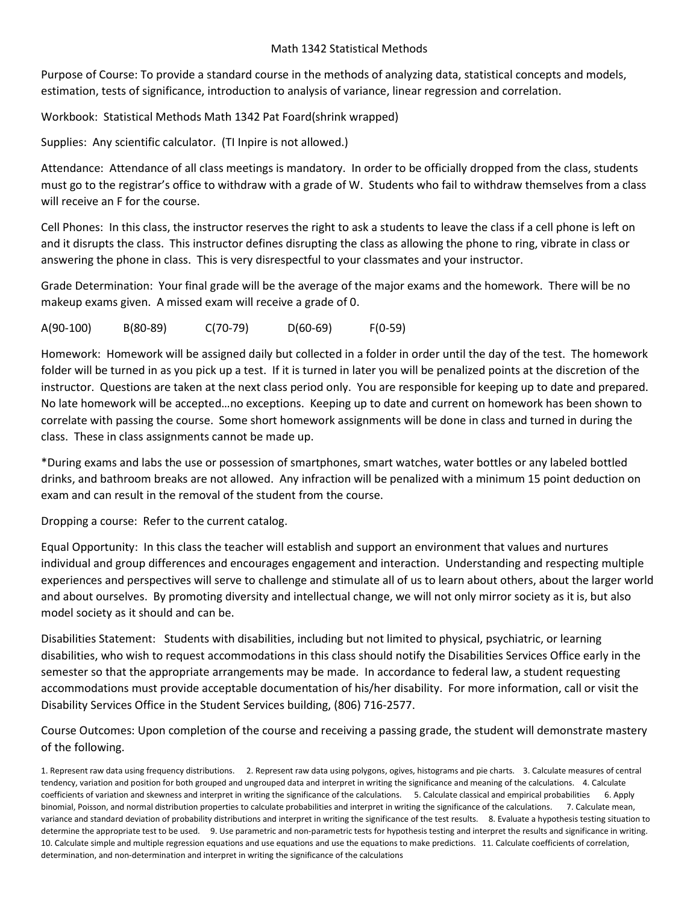# Math 1342 Statistical Methods

Purpose of Course: To provide a standard course in the methods of analyzing data, statistical concepts and models, estimation, tests of significance, introduction to analysis of variance, linear regression and correlation.

Workbook: Statistical Methods Math 1342 Pat Foard(shrink wrapped)

Supplies: Any scientific calculator. (TI Inpire is not allowed.)

Attendance: Attendance of all class meetings is mandatory. In order to be officially dropped from the class, students must go to the registrar's office to withdraw with a grade of W. Students who fail to withdraw themselves from a class will receive an F for the course.

Cell Phones: In this class, the instructor reserves the right to ask a students to leave the class if a cell phone is left on and it disrupts the class. This instructor defines disrupting the class as allowing the phone to ring, vibrate in class or answering the phone in class. This is very disrespectful to your classmates and your instructor.

Grade Determination: Your final grade will be the average of the major exams and the homework. There will be no makeup exams given. A missed exam will receive a grade of 0.

A(90-100) B(80-89) C(70-79) D(60-69) F(0-59)

Homework: Homework will be assigned daily but collected in a folder in order until the day of the test. The homework folder will be turned in as you pick up a test. If it is turned in later you will be penalized points at the discretion of the instructor. Questions are taken at the next class period only. You are responsible for keeping up to date and prepared. No late homework will be accepted…no exceptions. Keeping up to date and current on homework has been shown to correlate with passing the course. Some short homework assignments will be done in class and turned in during the class. These in class assignments cannot be made up.

*During exams and labs the use or possession of smartphones, smart watches, water bottles or any labeled bottled drinks, and bathroom breaks are not allowed. Any infraction will be penalized with a minimum 15 point deduction on exam and can result in the removal of the student from the course.

Dropping a course: Refer to the current catalog.

Equal Opportunity: In this class the teacher will establish and support an environment that values and nurtures individual and group differences and encourages engagement and interaction. Understanding and respecting multiple experiences and perspectives will serve to challenge and stimulate all of us to learn about others, about the larger world and about ourselves. By promoting diversity and intellectual change, we will not only mirror society as it is, but also model society as it should and can be.

Disabilities Statement: Students with disabilities, including but not limited to physical, psychiatric, or learning disabilities, who wish to request accommodations in this class should notify the Disabilities Services Office early in the semester so that the appropriate arrangements may be made. In accordance to federal law, a student requesting accommodations must provide acceptable documentation of his/her disability. For more information, call or visit the Disability Services Office in the Student Services building, (806) 716-2577.

Course Outcomes: Upon completion of the course and receiving a passing grade, the student will demonstrate mastery of the following.

1. Represent raw data using frequency distributions. 2. Represent raw data using polygons, ogives, histograms and pie charts. 3. Calculate measures of central tendency, variation and position for both grouped and ungrouped data and interpret in writing the significance and meaning of the calculations. 4. Calculate coefficients of variation and skewness and interpret in writing the significance of the calculations. 5. Calculate classical and empirical probabilities 6. Apply binomial, Poisson, and normal distribution properties to calculate probabilities and interpret in writing the significance of the calculations. 7. Calculate mean, variance and standard deviation of probability distributions and interpret in writing the significance of the test results. 8. Evaluate a hypothesis testing situation to determine the appropriate test to be used. 9. Use parametric and non-parametric tests for hypothesis testing and interpret the results and significance in writing. 10. Calculate simple and multiple regression equations and use equations and use the equations to make predictions. 11. Calculate coefficients of correlation, determination, and non-determination and interpret in writing the significance of the calculations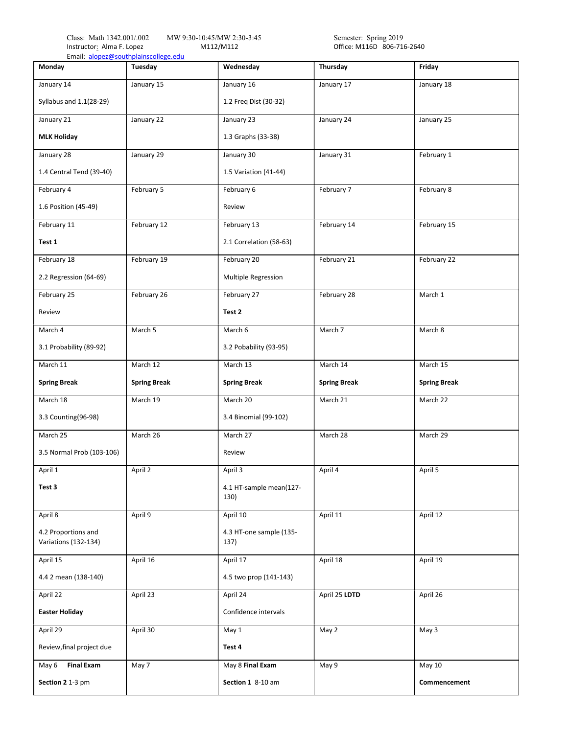Class: Math 1342.001/.002 MW 9:30-10:45/MW 2:30-3:45 Semester: Spring 2019
Instructor: Alma F. Lopez M112/M112 Office: M116D 806-716-2640
Email: alopez@southplainscollege.edu

| Monday | Tuesday | Wednesday | Thursday | Friday |
|---|---|---|---|---|
| January 14<br><br>Syllabus and 1.1(28-29) | January 15 | January 16<br><br>1.2 Freq Dist (30-32) | January 17 | January 18 |
| January 21<br><br>**MLK Holiday** | January 22 | January 23<br><br>1.3 Graphs (33-38) | January 24 | January 25 |
| January 28<br><br>1.4 Central Tend (39-40) | January 29 | January 30<br><br>1.5 Variation (41-44) | January 31 | February 1 |
| February 4<br><br>1.6 Position (45-49) | February 5 | February 6<br><br>Review | February 7 | February 8 |
| February 11<br><br>**Test 1** | February 12 | February 13<br><br>2.1 Correlation (58-63) | February 14 | February 15 |
| February 18<br><br>2.2 Regression (64-69) | February 19 | February 20<br><br>Multiple Regression | February 21 | February 22 |
| February 25<br><br>Review | February 26 | February 27<br><br>**Test 2** | February 28 | March 1 |
| March 4<br><br>3.1 Probability (89-92) | March 5 | March 6<br><br>3.2 Pobability (93-95) | March 7 | March 8 |
| March 11<br><br>**Spring Break** | March 12<br><br>**Spring Break** | March 13<br><br>**Spring Break** | March 14<br><br>**Spring Break** | March 15<br><br>**Spring Break** |
| March 18<br><br>3.3 Counting(96-98) | March 19 | March 20<br><br>3.4 Binomial (99-102) | March 21 | March 22 |
| March 25<br><br>3.5 Normal Prob (103-106) | March 26 | March 27<br><br>Review | March 28 | March 29 |
| April 1<br><br>**Test 3** | April 2 | April 3<br><br>4.1 HT-sample mean(127-130) | April 4 | April 5 |
| April 8<br><br>4.2 Proportions and Variations (132-134) | April 9 | April 10<br><br>4.3 HT-one sample (135-137) | April 11 | April 12 |
| April 15<br><br>4.4 2 mean (138-140) | April 16 | April 17<br><br>4.5 two prop (141-143) | April 18 | April 19 |
| April 22<br><br>**Easter Holiday** | April 23 | April 24<br><br>Confidence intervals | April 25 **LDTD** | April 26 |
| April 29<br><br>Review,final project due | April 30 | May 1<br><br>**Test 4** | May 2 | May 3 |
| May 6 **Final Exam**<br><br>**Section 2** 1-3 pm | May 7 | May 8 **Final Exam**<br><br>**Section 1** 8-10 am | May 9 | May 10<br><br>**Commencement** |